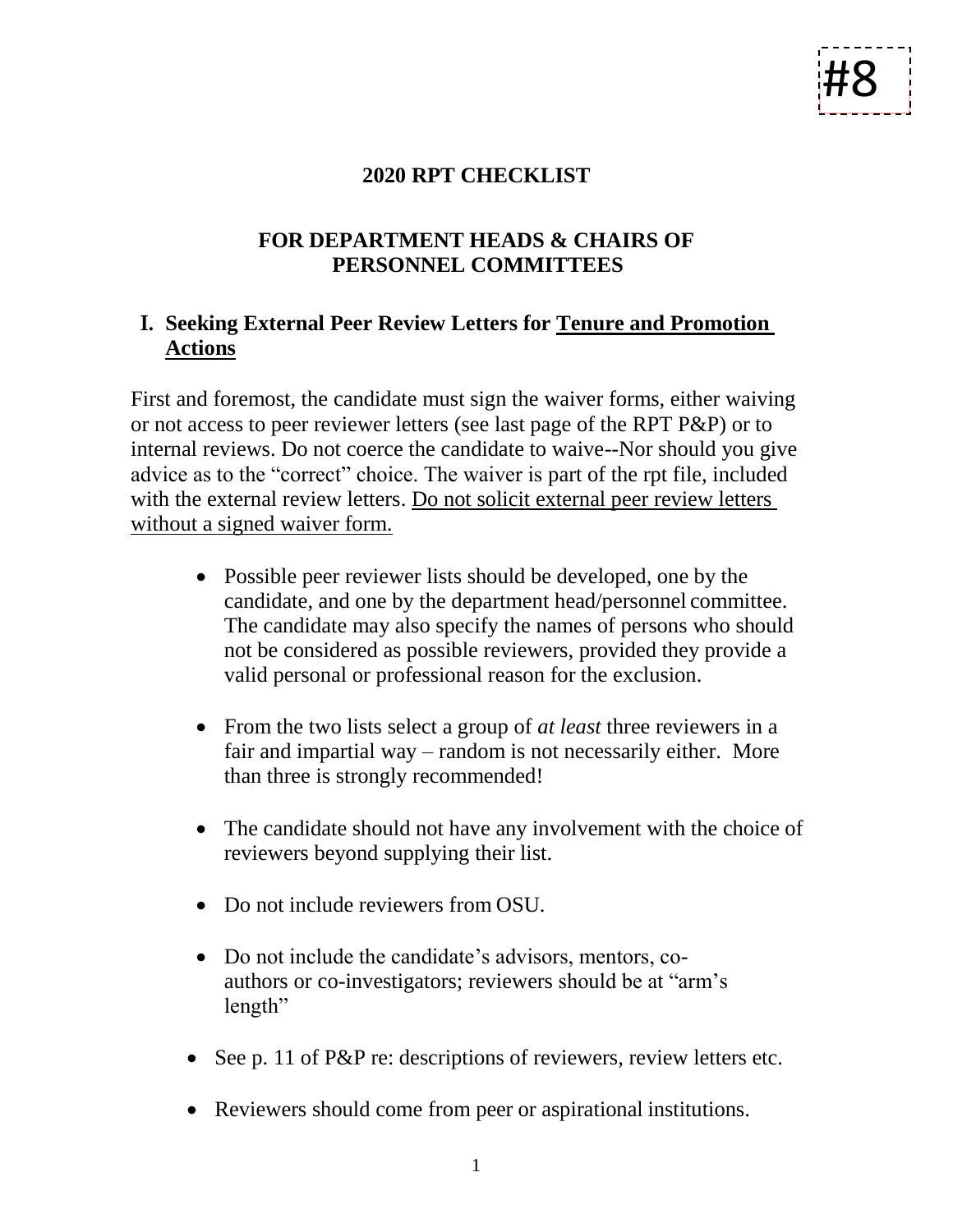#8

# 2020 RPT CHECKLIST

## FOR DEPARTMENT HEADS & CHAIRS OF PERSONNEL COMMITTEES

### I. Seeking External Peer Review Letters for <u>Tenure and Promotion Actions</u>

First and foremost, the candidate must sign the waiver forms, either waiving or not access to peer reviewer letters (see last page of the RPT P&P) or to internal reviews. Do not coerce the candidate to waive--Nor should you give advice as to the "correct" choice. The waiver is part of the rpt file, included with the external review letters. <u>Do not solicit external peer review letters without a signed waiver form.</u>

- Possible peer reviewer lists should be developed, one by the candidate, and one by the department head/personnel committee. The candidate may also specify the names of persons who should not be considered as possible reviewers, provided they provide a valid personal or professional reason for the exclusion.

- From the two lists select a group of *at least* three reviewers in a fair and impartial way – random is not necessarily either. More than three is strongly recommended!

- The candidate should not have any involvement with the choice of reviewers beyond supplying their list.

- Do not include reviewers from OSU.

- Do not include the candidate's advisors, mentors, co-authors or co-investigators; reviewers should be at "arm's length"

- See p. 11 of P&P re: descriptions of reviewers, review letters etc.

- Reviewers should come from peer or aspirational institutions.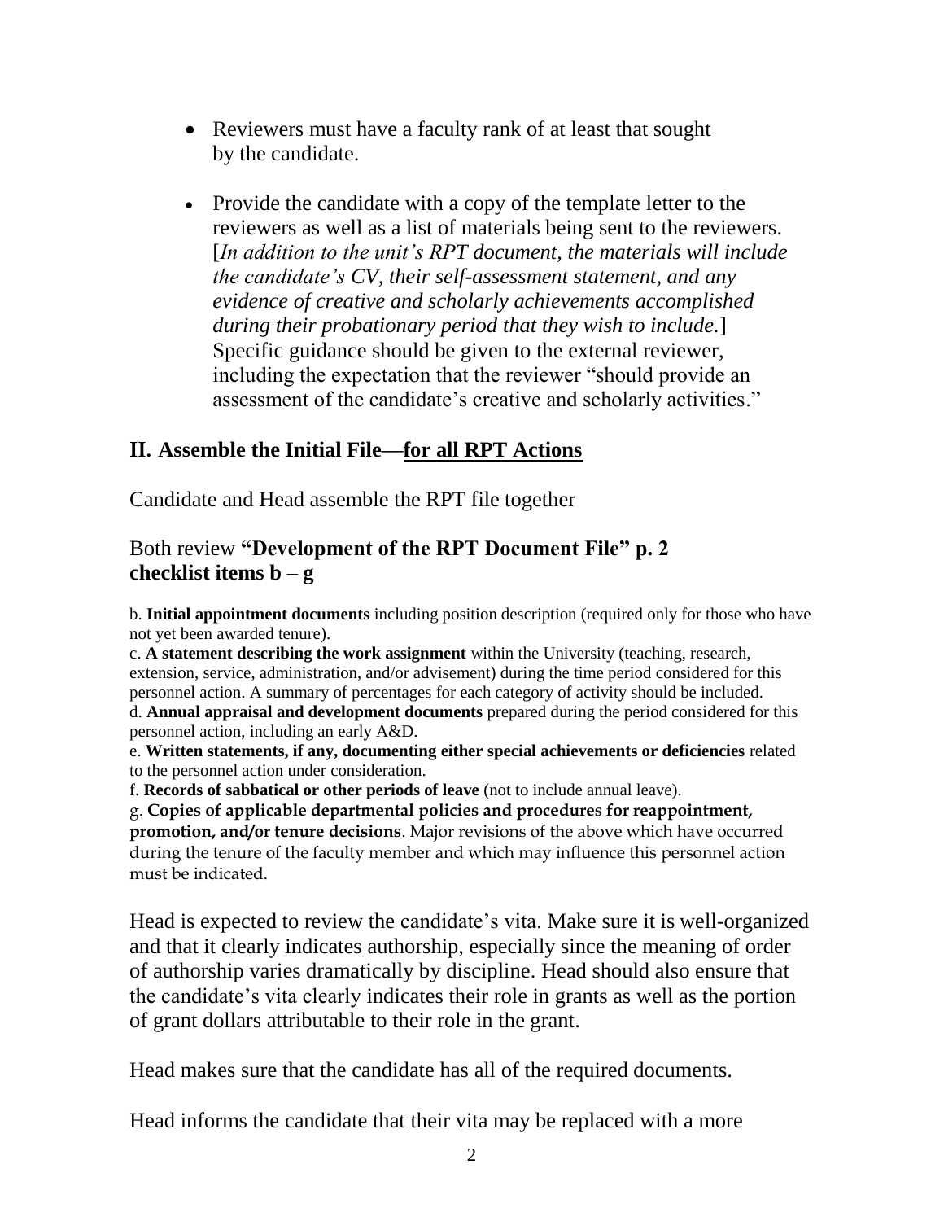- Reviewers must have a faculty rank of at least that sought by the candidate.
- Provide the candidate with a copy of the template letter to the reviewers as well as a list of materials being sent to the reviewers. [*In addition to the unit's RPT document, the materials will include the candidate's CV, their self-assessment statement, and any evidence of creative and scholarly achievements accomplished during their probationary period that they wish to include.*] Specific guidance should be given to the external reviewer, including the expectation that the reviewer "should provide an assessment of the candidate's creative and scholarly activities."

## II. Assemble the Initial File—<u>for all RPT Actions</u>

Candidate and Head assemble the RPT file together

### Both review **"Development of the RPT Document File" p. 2 checklist items b – g**

b. **Initial appointment documents** including position description (required only for those who have not yet been awarded tenure).
c. **A statement describing the work assignment** within the University (teaching, research, extension, service, administration, and/or advisement) during the time period considered for this personnel action. A summary of percentages for each category of activity should be included.
d. **Annual appraisal and development documents** prepared during the period considered for this personnel action, including an early A&D.
e. **Written statements, if any, documenting either special achievements or deficiencies** related to the personnel action under consideration.
f. **Records of sabbatical or other periods of leave** (not to include annual leave).
g. **Copies of applicable departmental policies and procedures for reappointment, promotion, and/or tenure decisions**. Major revisions of the above which have occurred during the tenure of the faculty member and which may influence this personnel action must be indicated.

Head is expected to review the candidate's vita. Make sure it is well-organized and that it clearly indicates authorship, especially since the meaning of order of authorship varies dramatically by discipline. Head should also ensure that the candidate's vita clearly indicates their role in grants as well as the portion of grant dollars attributable to their role in the grant.

Head makes sure that the candidate has all of the required documents.

Head informs the candidate that their vita may be replaced with a more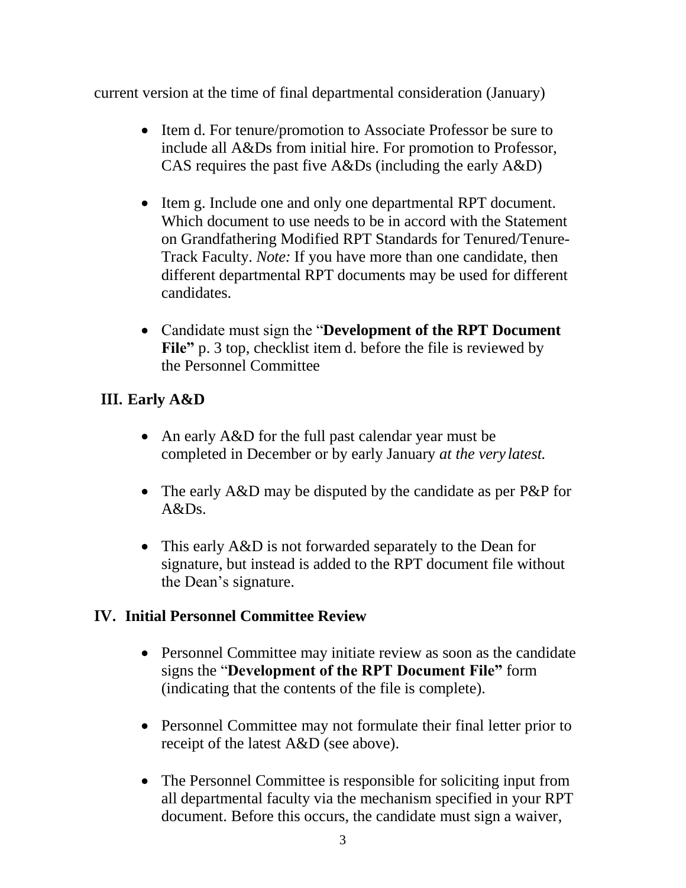current version at the time of final departmental consideration (January)

- Item d. For tenure/promotion to Associate Professor be sure to include all A&Ds from initial hire. For promotion to Professor, CAS requires the past five A&Ds (including the early A&D)

- Item g. Include one and only one departmental RPT document. Which document to use needs to be in accord with the Statement on Grandfathering Modified RPT Standards for Tenured/Tenure-Track Faculty. *Note:* If you have more than one candidate, then different departmental RPT documents may be used for different candidates.

- Candidate must sign the "**Development of the RPT Document File"** p. 3 top, checklist item d. before the file is reviewed by the Personnel Committee

## III. Early A&D

- An early A&D for the full past calendar year must be completed in December or by early January *at the very latest.*

- The early A&D may be disputed by the candidate as per P&P for A&Ds.

- This early A&D is not forwarded separately to the Dean for signature, but instead is added to the RPT document file without the Dean's signature.

## IV. Initial Personnel Committee Review

- Personnel Committee may initiate review as soon as the candidate signs the "**Development of the RPT Document File"** form (indicating that the contents of the file is complete).

- Personnel Committee may not formulate their final letter prior to receipt of the latest A&D (see above).

- The Personnel Committee is responsible for soliciting input from all departmental faculty via the mechanism specified in your RPT document. Before this occurs, the candidate must sign a waiver,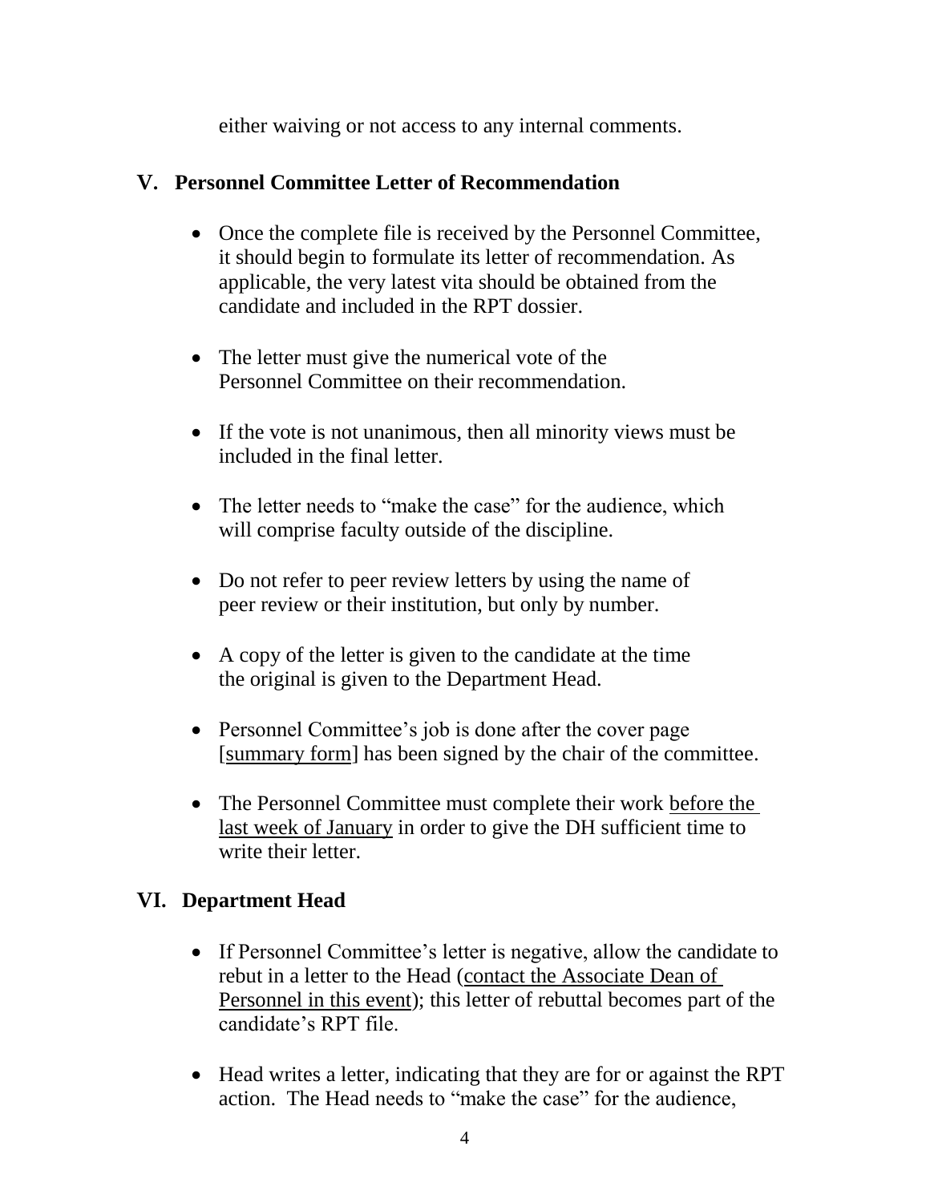either waiving or not access to any internal comments.

## V. Personnel Committee Letter of Recommendation

- Once the complete file is received by the Personnel Committee, it should begin to formulate its letter of recommendation. As applicable, the very latest vita should be obtained from the candidate and included in the RPT dossier.
- The letter must give the numerical vote of the Personnel Committee on their recommendation.
- If the vote is not unanimous, then all minority views must be included in the final letter.
- The letter needs to "make the case" for the audience, which will comprise faculty outside of the discipline.
- Do not refer to peer review letters by using the name of peer review or their institution, but only by number.
- A copy of the letter is given to the candidate at the time the original is given to the Department Head.
- Personnel Committee's job is done after the cover page [summary form] has been signed by the chair of the committee.
- The Personnel Committee must complete their work before the last week of January in order to give the DH sufficient time to write their letter.

## VI. Department Head

- If Personnel Committee's letter is negative, allow the candidate to rebut in a letter to the Head (contact the Associate Dean of Personnel in this event); this letter of rebuttal becomes part of the candidate's RPT file.
- Head writes a letter, indicating that they are for or against the RPT action. The Head needs to "make the case" for the audience,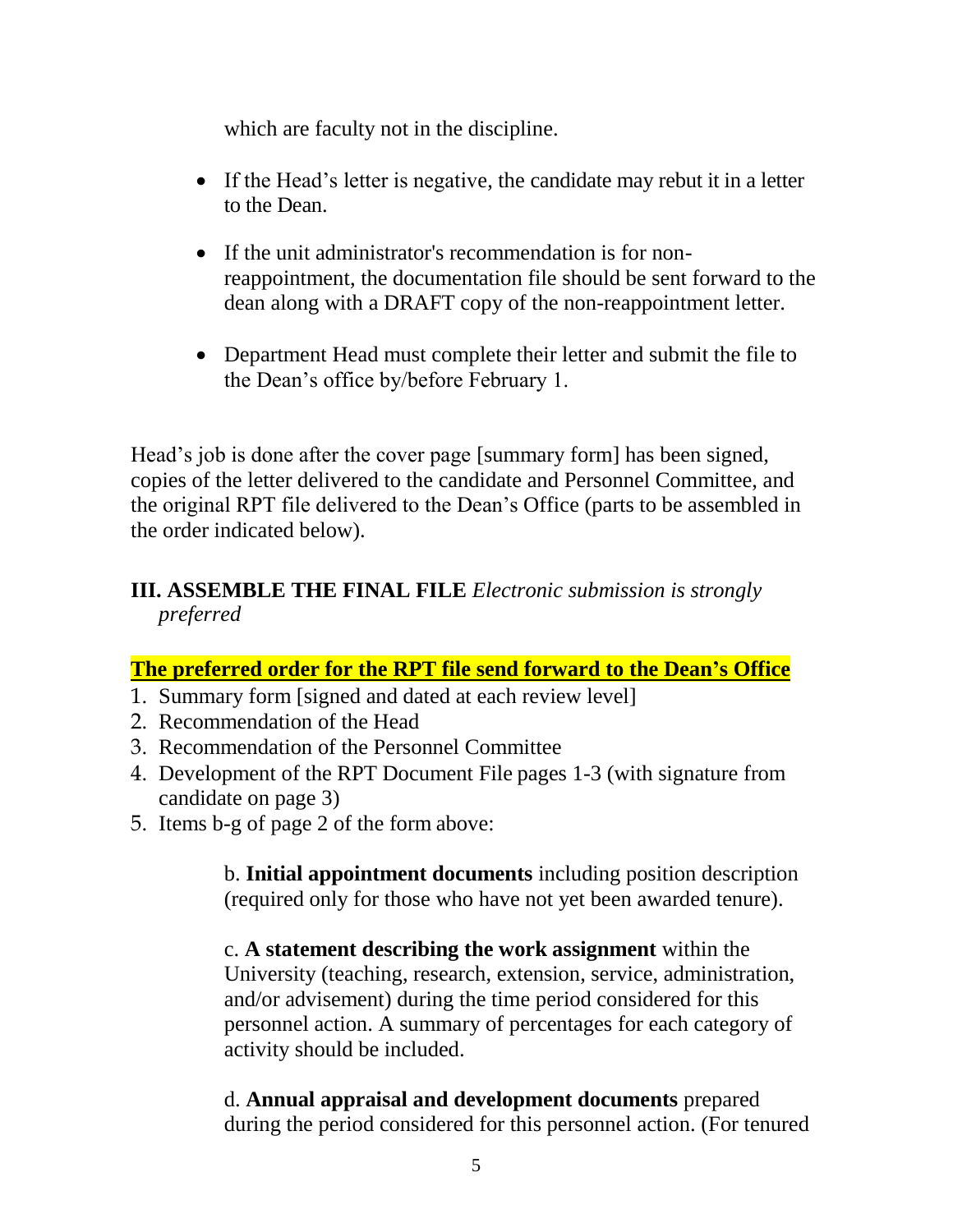which are faculty not in the discipline.

- If the Head's letter is negative, the candidate may rebut it in a letter to the Dean.
- If the unit administrator's recommendation is for non-reappointment, the documentation file should be sent forward to the dean along with a DRAFT copy of the non-reappointment letter.
- Department Head must complete their letter and submit the file to the Dean's office by/before February 1.

Head's job is done after the cover page [summary form] has been signed, copies of the letter delivered to the candidate and Personnel Committee, and the original RPT file delivered to the Dean's Office (parts to be assembled in the order indicated below).

## III. ASSEMBLE THE FINAL FILE *Electronic submission is strongly preferred*

**The preferred order for the RPT file send forward to the Dean's Office**

1. Summary form [signed and dated at each review level]
2. Recommendation of the Head
3. Recommendation of the Personnel Committee
4. Development of the RPT Document File pages 1-3 (with signature from candidate on page 3)
5. Items b-g of page 2 of the form above:

   b. **Initial appointment documents** including position description (required only for those who have not yet been awarded tenure).

   c. **A statement describing the work assignment** within the University (teaching, research, extension, service, administration, and/or advisement) during the time period considered for this personnel action. A summary of percentages for each category of activity should be included.

   d. **Annual appraisal and development documents** prepared during the period considered for this personnel action. (For tenured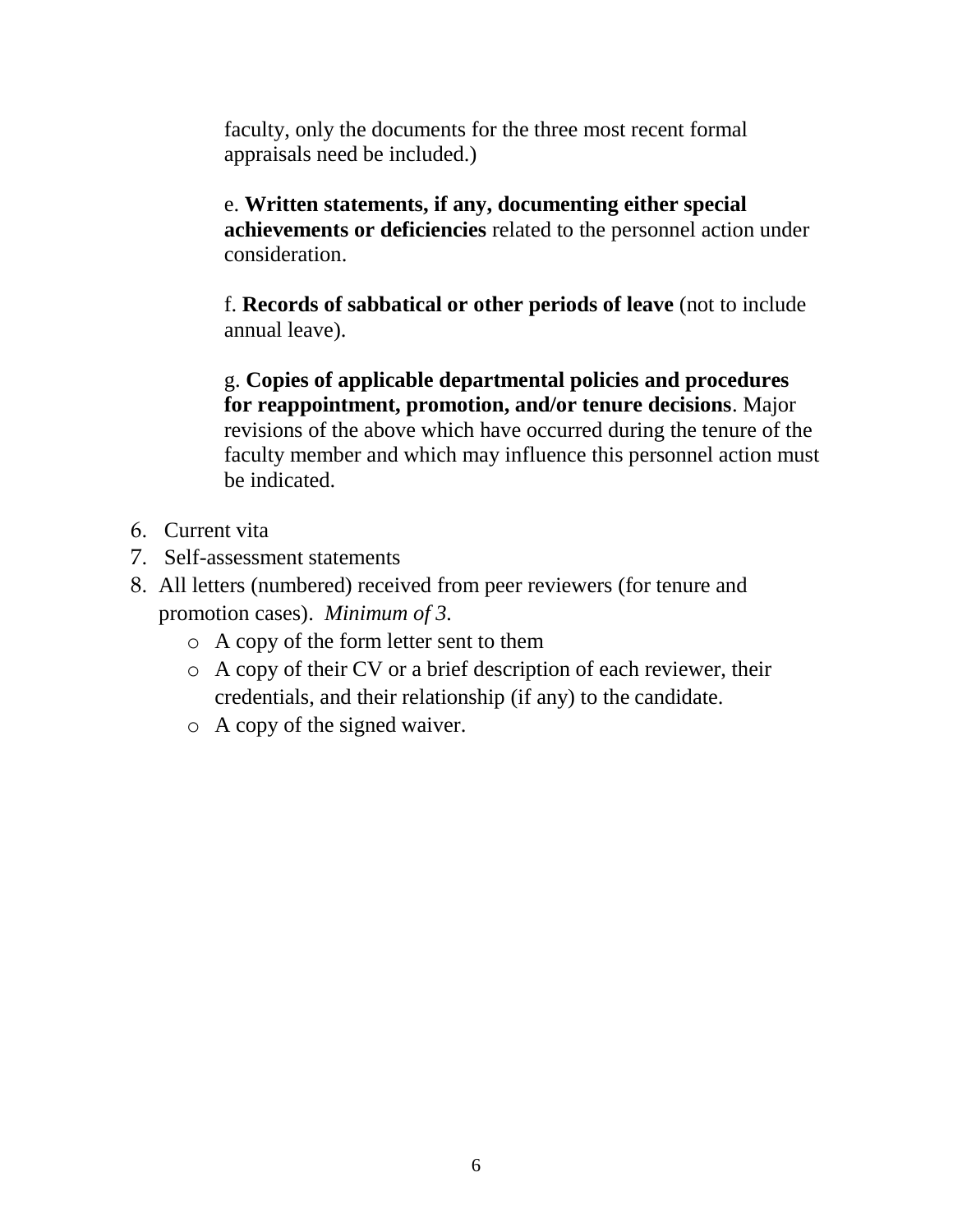faculty, only the documents for the three most recent formal appraisals need be included.)

e. **Written statements, if any, documenting either special achievements or deficiencies** related to the personnel action under consideration.

f. **Records of sabbatical or other periods of leave** (not to include annual leave).

g. **Copies of applicable departmental policies and procedures for reappointment, promotion, and/or tenure decisions**. Major revisions of the above which have occurred during the tenure of the faculty member and which may influence this personnel action must be indicated.

6. Current vita
7. Self-assessment statements
8. All letters (numbered) received from peer reviewers (for tenure and promotion cases). *Minimum of 3.*
   - A copy of the form letter sent to them
   - A copy of their CV or a brief description of each reviewer, their credentials, and their relationship (if any) to the candidate.
   - A copy of the signed waiver.